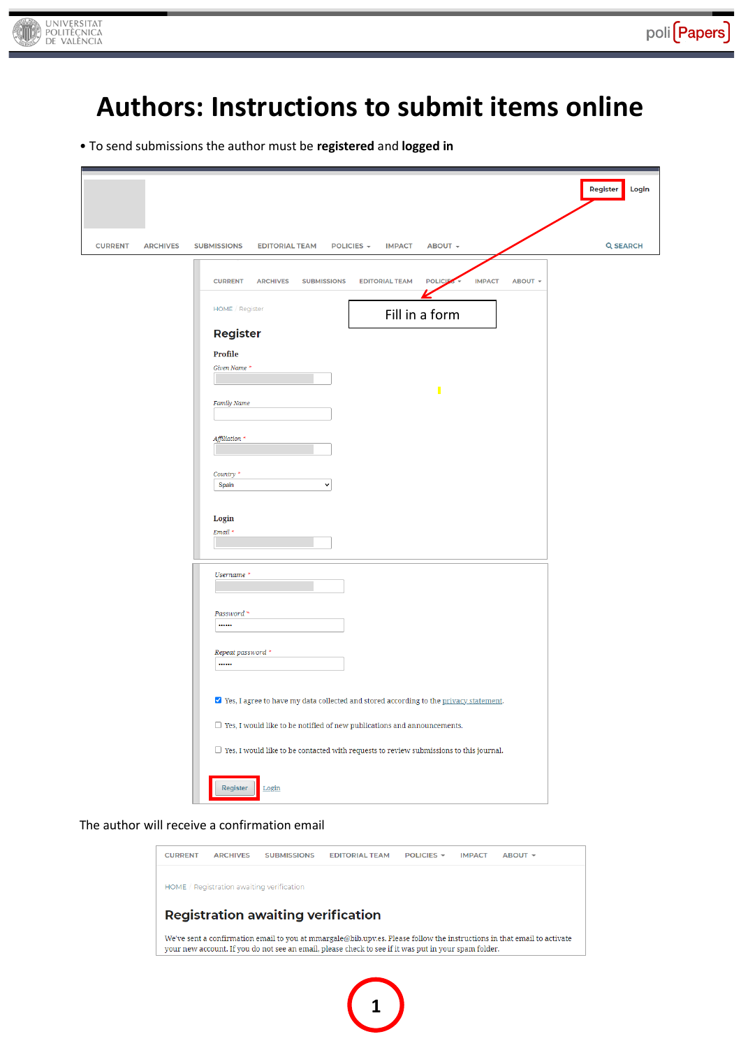# Authors: Instructions to submit items online

- To send submissions the author must be **registered** and **logged in**

Register Login

CURRENT ARCHIVES SUBMISSIONS EDITORIAL TEAM POLICIES IMPACT ABOUT SEARCH

Fill in a form

HOME / Register

Register

Profile

Given Name *

Family Name

Affiliation *

Country *

Spain

Login

Email *

Username *

Password *

Repeat password *

Yes, I agree to have my data collected and stored according to the privacy statement.

Yes, I would like to be notified of new publications and announcements.

Yes, I would like to be contacted with requests to review submissions to this journal.

Register Login

The author will receive a confirmation email

CURRENT ARCHIVES SUBMISSIONS EDITORIAL TEAM POLICIES IMPACT ABOUT

HOME / Registration awaiting verification

Registration awaiting verification

We've sent a confirmation email to you at mmargale@bib.upv.es. Please follow the instructions in that email to activate your new account. If you do not see an email, please check to see if it was put in your spam folder.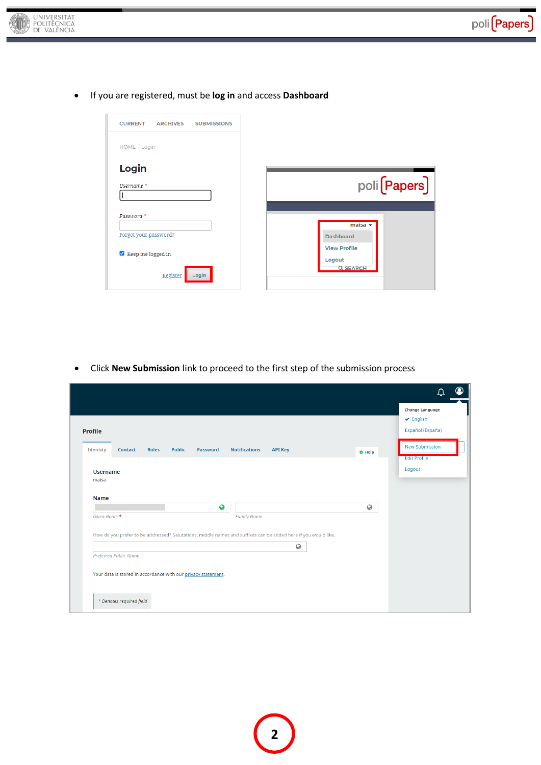- If you are registered, must be **log in** and access **Dashboard**

- Click **New Submission** link to proceed to the first step of the submission process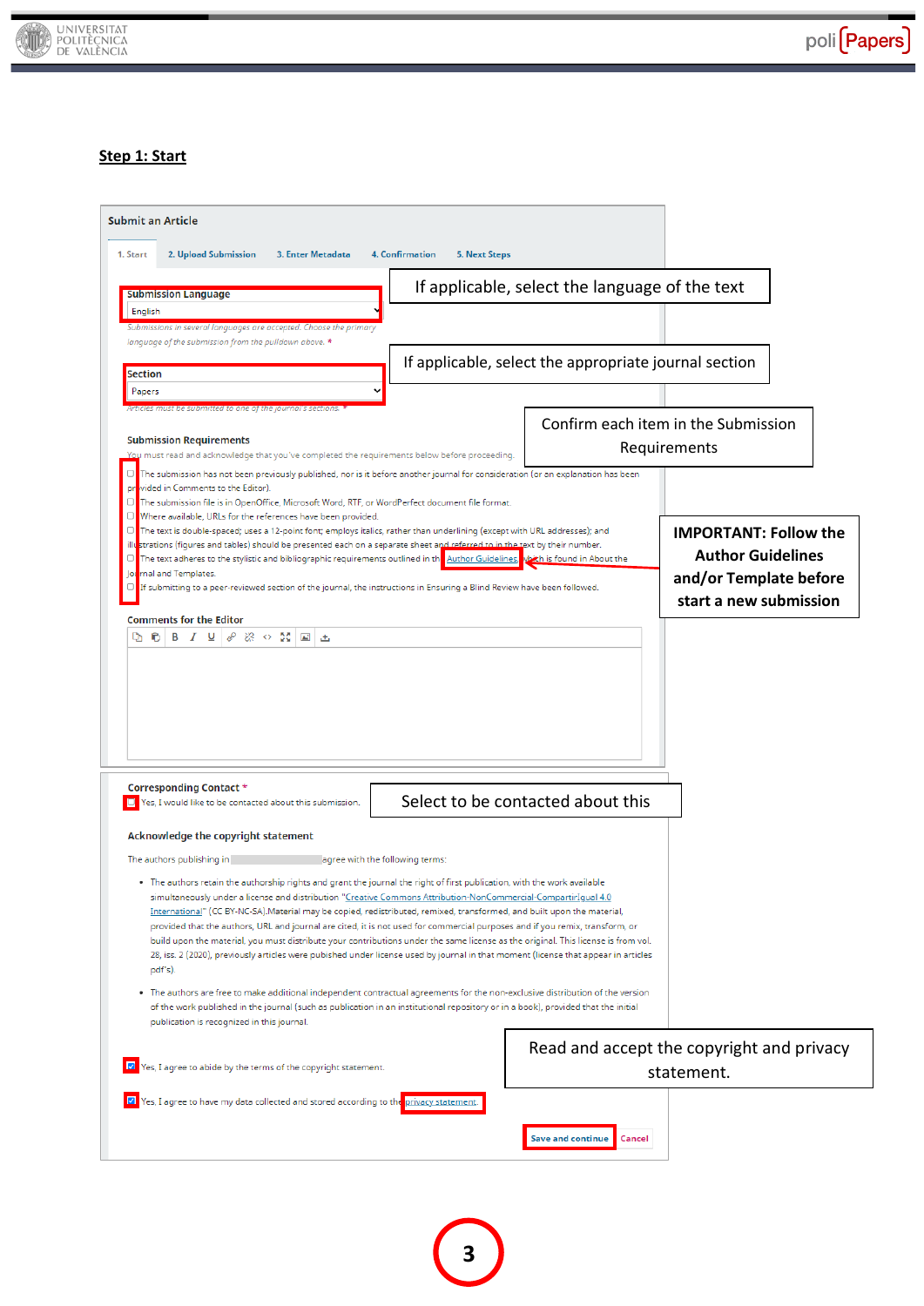## Step 1: Start

**Submit an Article**

1. Start | 2. Upload Submission | 3. Enter Metadata | 4. Confirmation | 5. Next Steps

**Submission Language**

English

*Submissions in several languages are accepted. Choose the primary language of the submission from the pulldown above.* *

If applicable, select the language of the text

**Section**

Papers

*Articles must be submitted to one of the journal's sections.* *

If applicable, select the appropriate journal section

**Submission Requirements**

You must read and acknowledge that you've completed the requirements below before proceeding.

Confirm each item in the Submission Requirements

- [ ] The submission has not been previously published, nor is it before another journal for consideration (or an explanation has been provided in Comments to the Editor).
- [ ] The submission file is in OpenOffice, Microsoft Word, RTF, or WordPerfect document file format.
- [ ] Where available, URLs for the references have been provided.
- [ ] The text is double-spaced; uses a 12-point font; employs italics, rather than underlining (except with URL addresses); and all illustrations (figures and tables) should be presented each on a separate sheet and referred to in the text by their number.
- [ ] The text adheres to the stylistic and bibliographic requirements outlined in the Author Guidelines, which is found in About the Journal and Templates.
- [ ] If submitting to a peer-reviewed section of the journal, the instructions in Ensuring a Blind Review have been followed.

**IMPORTANT: Follow the Author Guidelines and/or Template before start a new submission**

**Comments for the Editor**

**Corresponding Contact** *

- [ ] Yes, I would like to be contacted about this submission.

Select to be contacted about this

**Acknowledge the copyright statement**

The authors publishing in ______ agree with the following terms:

- The authors retain the authorship rights and grant the journal the right of first publication, with the work available simultaneously under a license and distribution "Creative Commons Attribution-NonCommercial-CompartirIgual 4.0 International" (CC BY-NC-SA).Material may be copied, redistributed, remixed, transformed, and built upon the material, provided that the authors, URL and journal are cited, it is not used for commercial purposes and if you remix, transform, or build upon the material, you must distribute your contributions under the same license as the original. This license is from vol. 28, iss. 2 (2020), previously articles were pubished under license used by journal in that moment (license that appear in articles pdf's).
- The authors are free to make additional independent contractual agreements for the non-exclusive distribution of the version of the work published in the journal (such as publication in an institutional repository or in a book), provided that the initial publication is recognized in this journal.

- [x] Yes, I agree to abide by the terms of the copyright statement.
- [x] Yes, I agree to have my data collected and stored according to the privacy statement.

Read and accept the copyright and privacy statement.

Save and continue | Cancel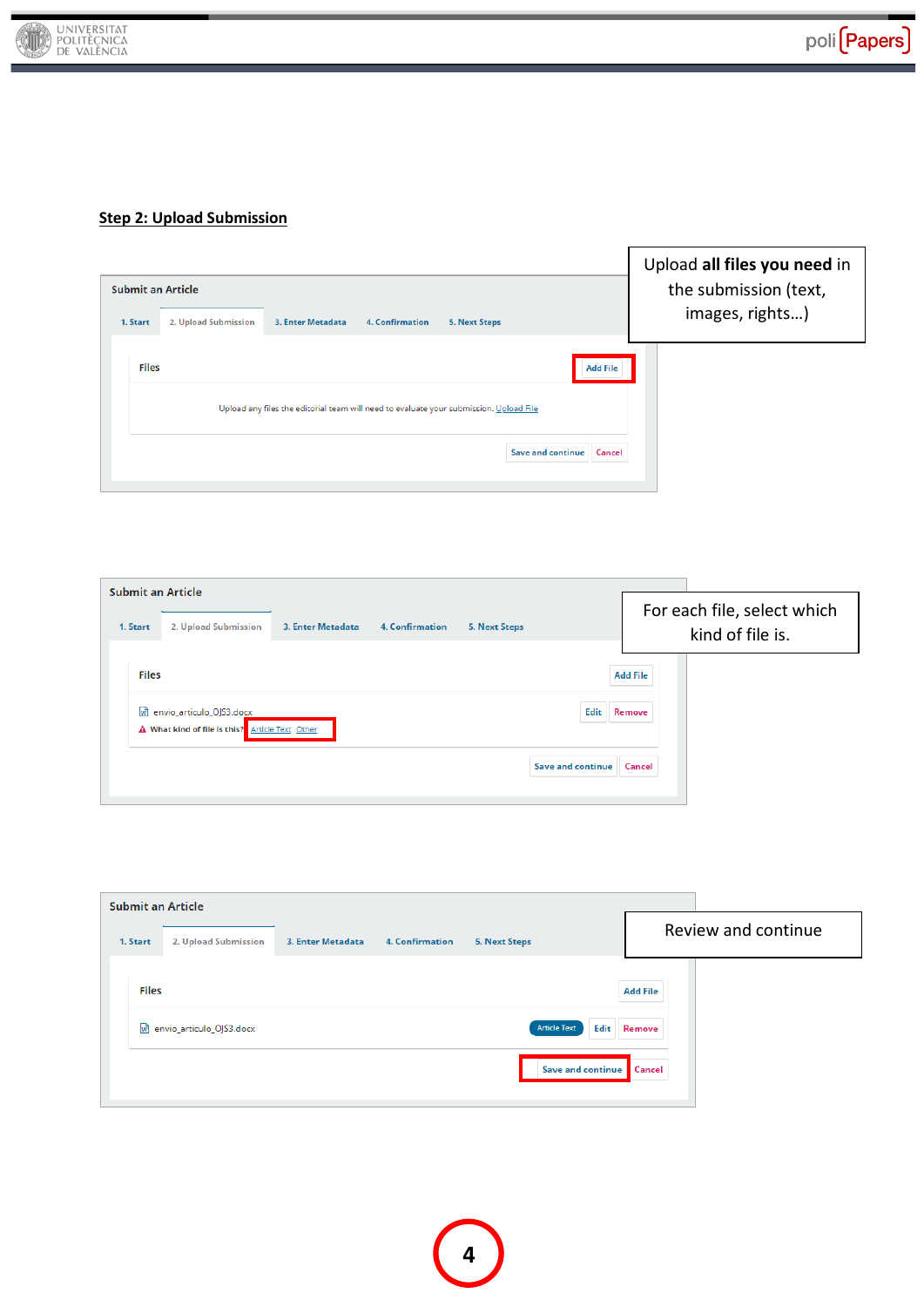## Step 2: Upload Submission

Submit an Article

1. Start | 2. Upload Submission | 3. Enter Metadata | 4. Confirmation | 5. Next Steps

Files — Add File

Upload any files the editorial team will need to evaluate your submission. Upload File

Save and continue | Cancel

Upload **all files you need** in the submission (text, images, rights…)

Submit an Article

1. Start | 2. Upload Submission | 3. Enter Metadata | 4. Confirmation | 5. Next Steps

Files — Add File

envio_articulo_OJS3.docx — Edit | Remove

What kind of file is this? Article Text Other

Save and continue | Cancel

For each file, select which kind of file is.

Submit an Article

1. Start | 2. Upload Submission | 3. Enter Metadata | 4. Confirmation | 5. Next Steps

Files — Add File

envio_articulo_OJS3.docx — Article Text | Edit | Remove

Save and continue | Cancel

Review and continue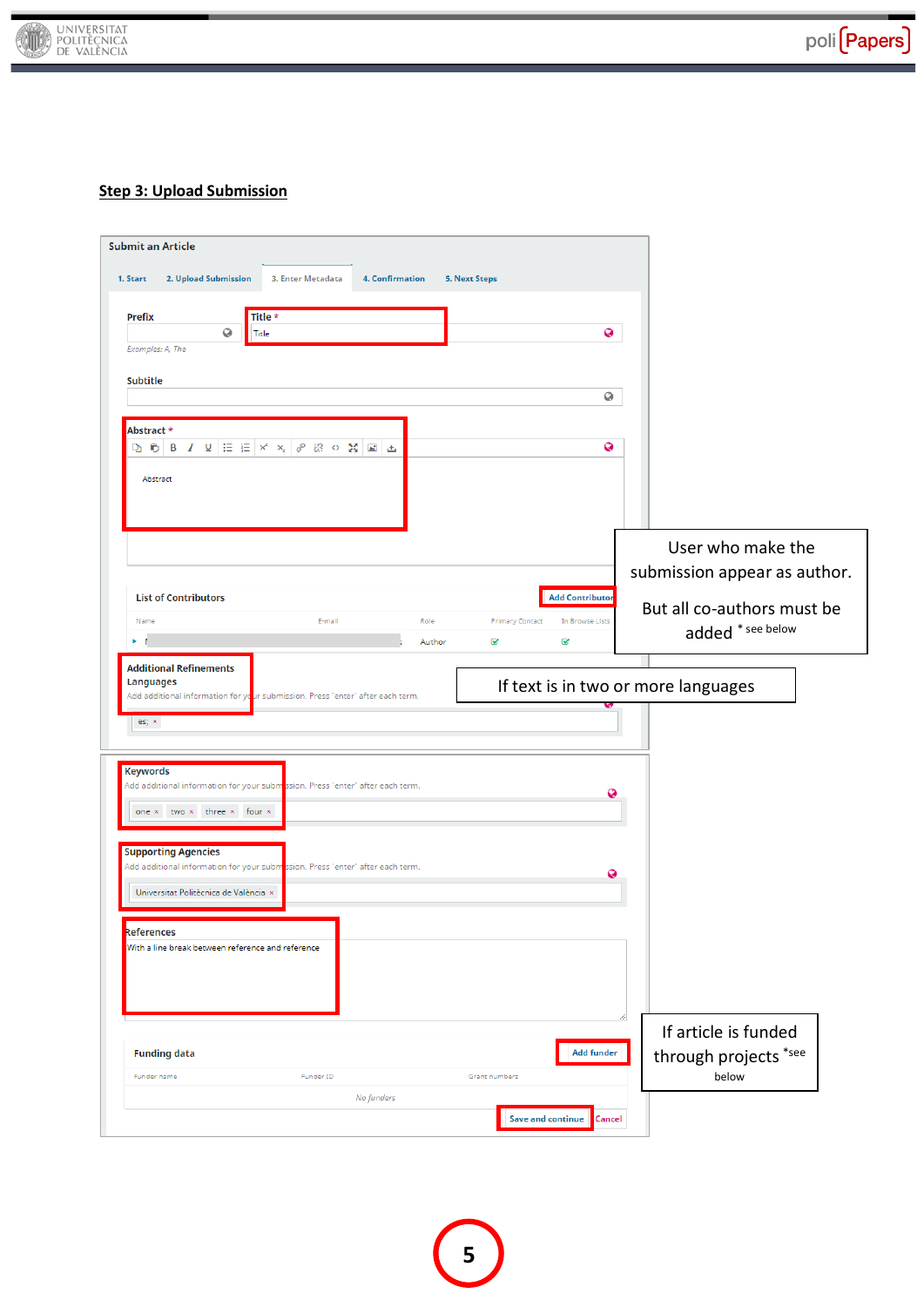## Step 3: Upload Submission

Submit an Article

1. Start | 2. Upload Submission | 3. Enter Metadata | 4. Confirmation | 5. Next Steps

Prefix

Examples: A, The

Title *

Title

Subtitle

Abstract *

Abstract

List of Contributors

Add Contributor

| Name | E-mail | Role | Primary Contact | In Browse Lists |
|---|---|---|---|---|
| | | Author | ✓ | ✓ |

User who make the submission appear as author.

But all co-authors must be added * see below

Additional Refinements

Languages

Add additional information for your submission. Press 'enter' after each term.

es

If text is in two or more languages

Keywords

Add additional information for your submission. Press 'enter' after each term.

one, two, three, four

Supporting Agencies

Add additional information for your submission. Press 'enter' after each term.

Universitat Politècnica de València

References

With a line break between reference and reference

Funding data

Add funder

| Funder name | Funder ID | Grant numbers |
|---|---|---|
| No funders | | |

If article is funded through projects *see below

Save and continue | Cancel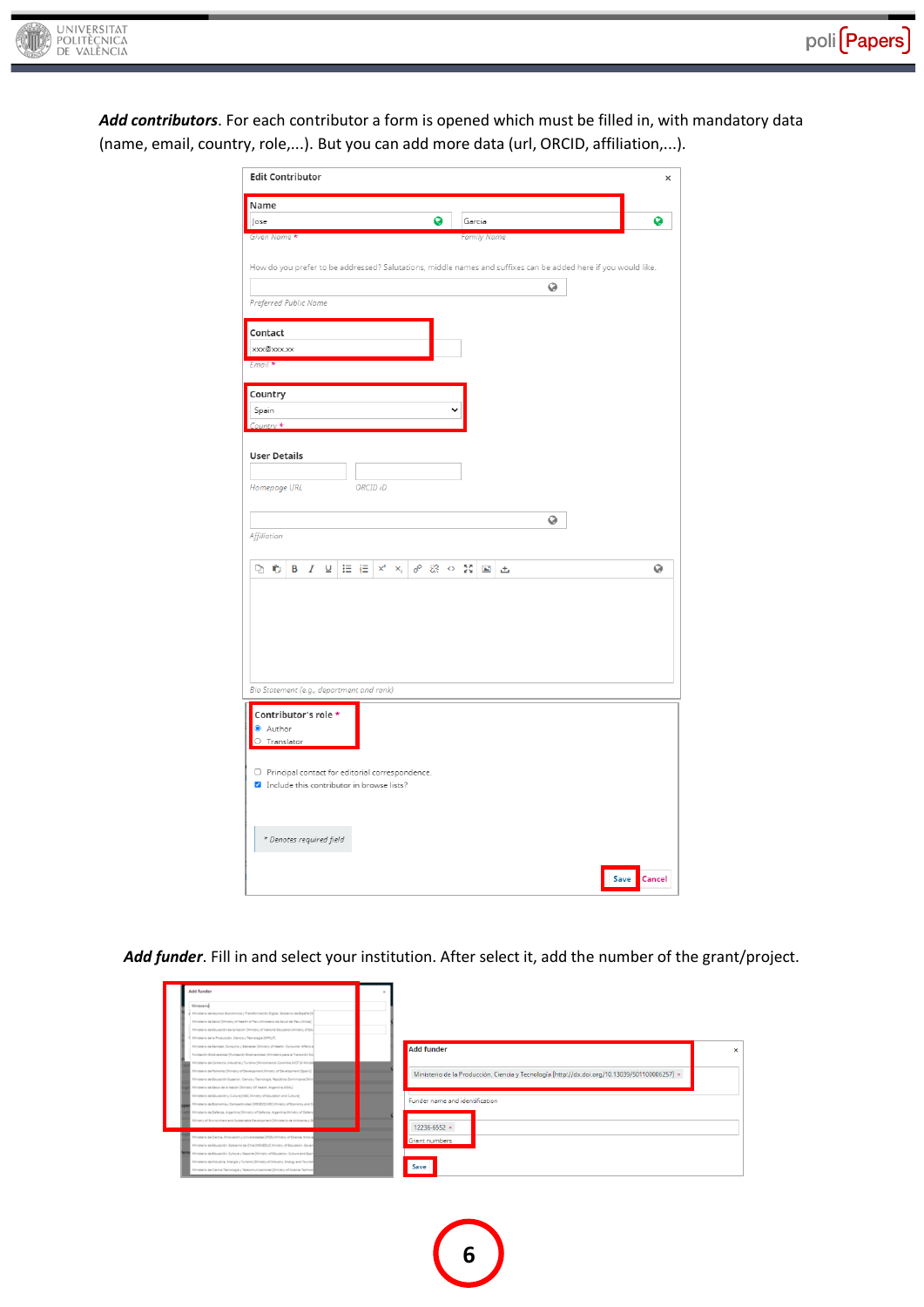***Add contributors***. For each contributor a form is opened which must be filled in, with mandatory data (name, email, country, role,...). But you can add more data (url, ORCID, affiliation,...).

***Add funder***. Fill in and select your institution. After select it, add the number of the grant/project.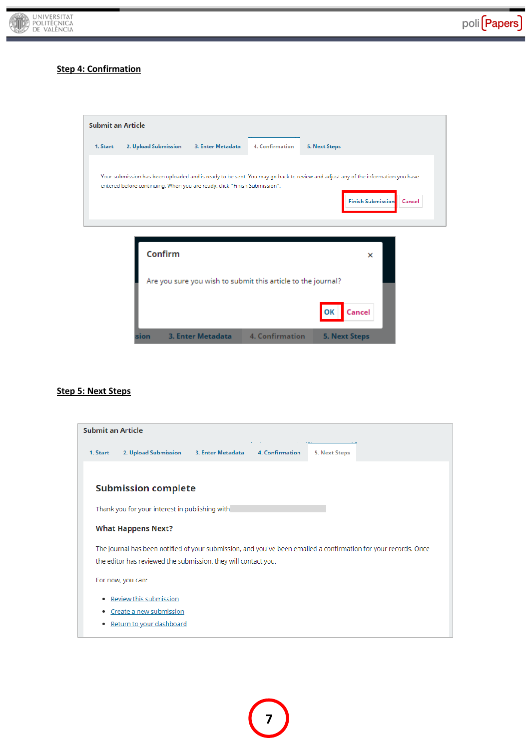## Step 4: Confirmation

Submit an Article

1. Start 2. Upload Submission 3. Enter Metadata 4. Confirmation 5. Next Steps

Your submission has been uploaded and is ready to be sent. You may go back to review and adjust any of the information you have entered before continuing. When you are ready, click "Finish Submission".

Finish Submission Cancel

Confirm

Are you sure you wish to submit this article to the journal?

OK Cancel

## Step 5: Next Steps

Submit an Article

1. Start 2. Upload Submission 3. Enter Metadata 4. Confirmation 5. Next Steps

### Submission complete

Thank you for your interest in publishing with

#### What Happens Next?

The journal has been notified of your submission, and you've been emailed a confirmation for your records. Once the editor has reviewed the submission, they will contact you.

For now, you can:

- Review this submission
- Create a new submission
- Return to your dashboard